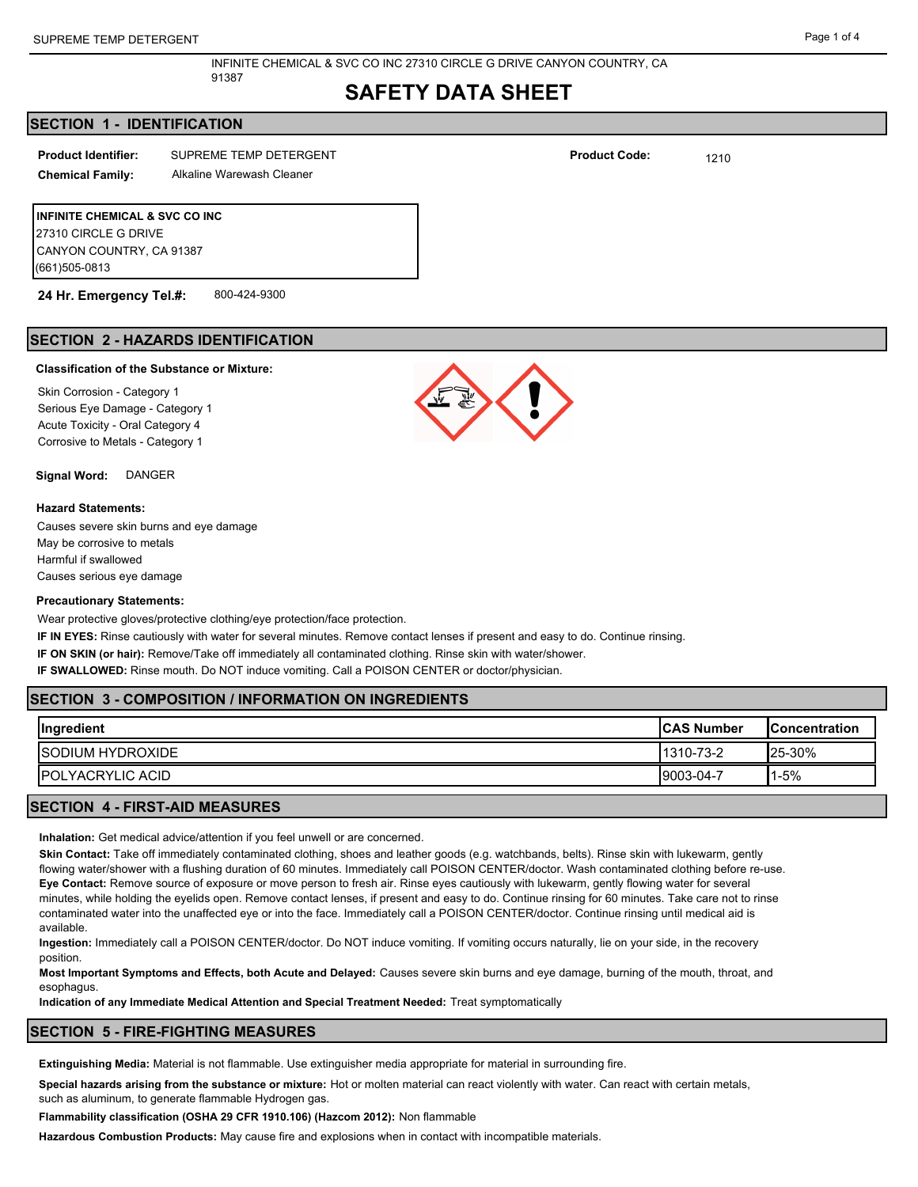INFINITE CHEMICAL & SVC CO INC 27310 CIRCLE G DRIVE CANYON COUNTRY, CA 91387

# SAFETY DATA SHEET

## SECTION 1 - IDENTIFICATION

**Product Identifier:** SUPREME TEMP DETERGENT

**Product Code:** 1210

**Chemical Family:** Alkaline Warewash Cleaner

**INFINITE CHEMICAL & SVC CO INC**
27310 CIRCLE G DRIVE
CANYON COUNTRY, CA 91387
(661)505-0813

**24 Hr. Emergency Tel.#:** 800-424-9300

## SECTION 2 - HAZARDS IDENTIFICATION

**Classification of the Substance or Mixture:**

Skin Corrosion - Category 1
Serious Eye Damage - Category 1
Acute Toxicity - Oral Category 4
Corrosive to Metals - Category 1

**Signal Word:** DANGER

**Hazard Statements:**

Causes severe skin burns and eye damage
May be corrosive to metals
Harmful if swallowed
Causes serious eye damage

**Precautionary Statements:**

Wear protective gloves/protective clothing/eye protection/face protection.

**IF IN EYES:** Rinse cautiously with water for several minutes. Remove contact lenses if present and easy to do. Continue rinsing.

**IF ON SKIN (or hair):** Remove/Take off immediately all contaminated clothing. Rinse skin with water/shower.

**IF SWALLOWED:** Rinse mouth. Do NOT induce vomiting. Call a POISON CENTER or doctor/physician.

## SECTION 3 - COMPOSITION / INFORMATION ON INGREDIENTS

| Ingredient | CAS Number | Concentration |
|---|---|---|
| SODIUM HYDROXIDE | 1310-73-2 | 25-30% |
| POLYACRYLIC ACID | 9003-04-7 | 1-5% |

## SECTION 4 - FIRST-AID MEASURES

**Inhalation:** Get medical advice/attention if you feel unwell or are concerned.

**Skin Contact:** Take off immediately contaminated clothing, shoes and leather goods (e.g. watchbands, belts). Rinse skin with lukewarm, gently flowing water/shower with a flushing duration of 60 minutes. Immediately call POISON CENTER/doctor. Wash contaminated clothing before re-use.

**Eye Contact:** Remove source of exposure or move person to fresh air. Rinse eyes cautiously with lukewarm, gently flowing water for several minutes, while holding the eyelids open. Remove contact lenses, if present and easy to do. Continue rinsing for 60 minutes. Take care not to rinse contaminated water into the unaffected eye or into the face. Immediately call a POISON CENTER/doctor. Continue rinsing until medical aid is available.

**Ingestion:** Immediately call a POISON CENTER/doctor. Do NOT induce vomiting. If vomiting occurs naturally, lie on your side, in the recovery position.

**Most Important Symptoms and Effects, both Acute and Delayed:** Causes severe skin burns and eye damage, burning of the mouth, throat, and esophagus.

**Indication of any Immediate Medical Attention and Special Treatment Needed:** Treat symptomatically

## SECTION 5 - FIRE-FIGHTING MEASURES

**Extinguishing Media:** Material is not flammable. Use extinguisher media appropriate for material in surrounding fire.

**Special hazards arising from the substance or mixture:** Hot or molten material can react violently with water. Can react with certain metals, such as aluminum, to generate flammable Hydrogen gas.

**Flammability classification (OSHA 29 CFR 1910.106) (Hazcom 2012):** Non flammable

**Hazardous Combustion Products:** May cause fire and explosions when in contact with incompatible materials.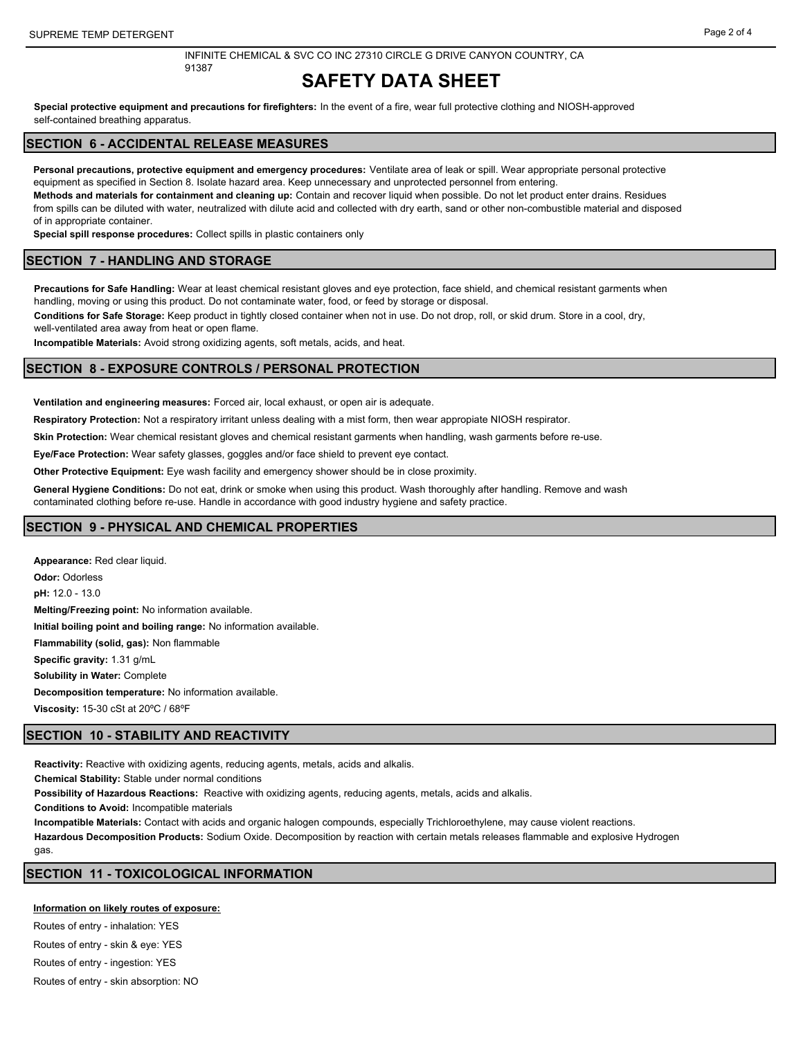INFINITE CHEMICAL & SVC CO INC 27310 CIRCLE G DRIVE CANYON COUNTRY, CA 91387

# SAFETY DATA SHEET

**Special protective equipment and precautions for firefighters:** In the event of a fire, wear full protective clothing and NIOSH-approved self-contained breathing apparatus.

## SECTION 6 - ACCIDENTAL RELEASE MEASURES

**Personal precautions, protective equipment and emergency procedures:** Ventilate area of leak or spill. Wear appropriate personal protective equipment as specified in Section 8. Isolate hazard area. Keep unnecessary and unprotected personnel from entering.

**Methods and materials for containment and cleaning up:** Contain and recover liquid when possible. Do not let product enter drains. Residues from spills can be diluted with water, neutralized with dilute acid and collected with dry earth, sand or other non-combustible material and disposed of in appropriate container.

**Special spill response procedures:** Collect spills in plastic containers only

## SECTION 7 - HANDLING AND STORAGE

**Precautions for Safe Handling:** Wear at least chemical resistant gloves and eye protection, face shield, and chemical resistant garments when handling, moving or using this product. Do not contaminate water, food, or feed by storage or disposal.

**Conditions for Safe Storage:** Keep product in tightly closed container when not in use. Do not drop, roll, or skid drum. Store in a cool, dry, well-ventilated area away from heat or open flame.

**Incompatible Materials:** Avoid strong oxidizing agents, soft metals, acids, and heat.

## SECTION 8 - EXPOSURE CONTROLS / PERSONAL PROTECTION

**Ventilation and engineering measures:** Forced air, local exhaust, or open air is adequate.

**Respiratory Protection:** Not a respiratory irritant unless dealing with a mist form, then wear appropiate NIOSH respirator.

**Skin Protection:** Wear chemical resistant gloves and chemical resistant garments when handling, wash garments before re-use.

**Eye/Face Protection:** Wear safety glasses, goggles and/or face shield to prevent eye contact.

**Other Protective Equipment:** Eye wash facility and emergency shower should be in close proximity.

**General Hygiene Conditions:** Do not eat, drink or smoke when using this product. Wash thoroughly after handling. Remove and wash contaminated clothing before re-use. Handle in accordance with good industry hygiene and safety practice.

## SECTION 9 - PHYSICAL AND CHEMICAL PROPERTIES

**Appearance:** Red clear liquid.

**Odor:** Odorless

**pH:** 12.0 - 13.0

**Melting/Freezing point:** No information available.

**Initial boiling point and boiling range:** No information available.

**Flammability (solid, gas):** Non flammable

**Specific gravity:** 1.31 g/mL

**Solubility in Water:** Complete

**Decomposition temperature:** No information available.

**Viscosity:** 15-30 cSt at 20ºC / 68ºF

## SECTION 10 - STABILITY AND REACTIVITY

**Reactivity:** Reactive with oxidizing agents, reducing agents, metals, acids and alkalis.

**Chemical Stability:** Stable under normal conditions

**Possibility of Hazardous Reactions:** Reactive with oxidizing agents, reducing agents, metals, acids and alkalis.

**Conditions to Avoid:** Incompatible materials

**Incompatible Materials:** Contact with acids and organic halogen compounds, especially Trichloroethylene, may cause violent reactions.

**Hazardous Decomposition Products:** Sodium Oxide. Decomposition by reaction with certain metals releases flammable and explosive Hydrogen gas.

## SECTION 11 - TOXICOLOGICAL INFORMATION

**Information on likely routes of exposure:**

Routes of entry - inhalation: YES

Routes of entry - skin & eye: YES

Routes of entry - ingestion: YES

Routes of entry - skin absorption: NO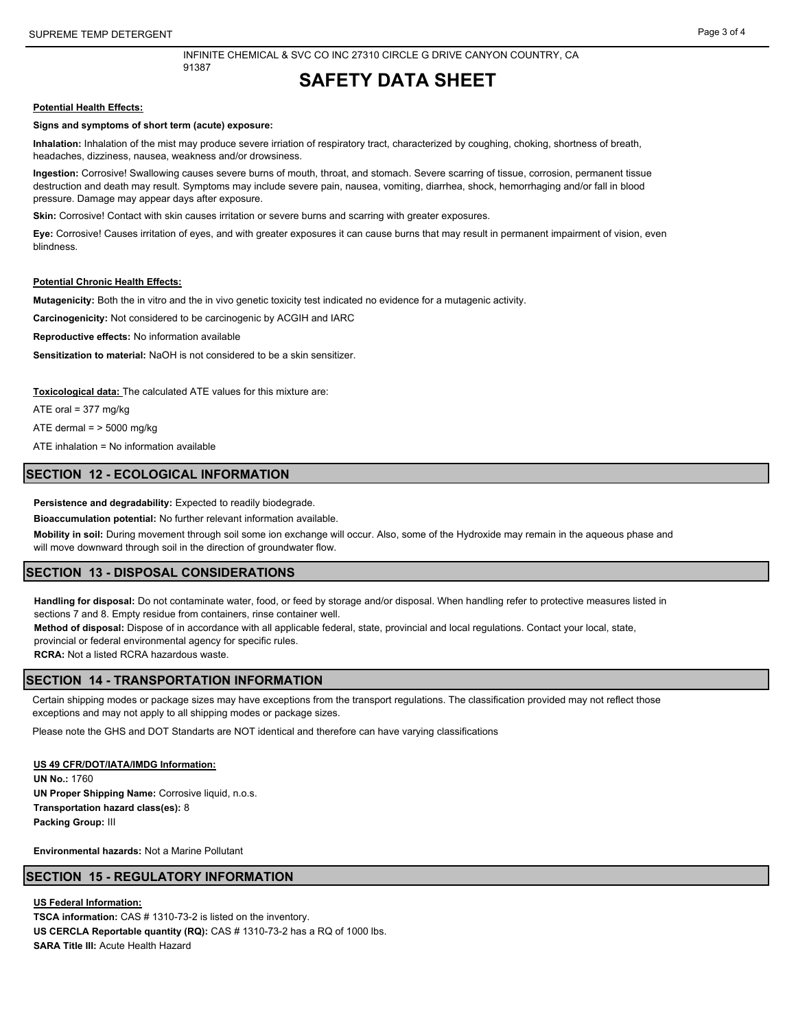INFINITE CHEMICAL & SVC CO INC 27310 CIRCLE G DRIVE CANYON COUNTRY, CA 91387

# SAFETY DATA SHEET

**Potential Health Effects:**

**Signs and symptoms of short term (acute) exposure:**

**Inhalation:** Inhalation of the mist may produce severe irriation of respiratory tract, characterized by coughing, choking, shortness of breath, headaches, dizziness, nausea, weakness and/or drowsiness.

**Ingestion:** Corrosive! Swallowing causes severe burns of mouth, throat, and stomach. Severe scarring of tissue, corrosion, permanent tissue destruction and death may result. Symptoms may include severe pain, nausea, vomiting, diarrhea, shock, hemorrhaging and/or fall in blood pressure. Damage may appear days after exposure.

**Skin:** Corrosive! Contact with skin causes irritation or severe burns and scarring with greater exposures.

**Eye:** Corrosive! Causes irritation of eyes, and with greater exposures it can cause burns that may result in permanent impairment of vision, even blindness.

**Potential Chronic Health Effects:**

**Mutagenicity:** Both the in vitro and the in vivo genetic toxicity test indicated no evidence for a mutagenic activity.

**Carcinogenicity:** Not considered to be carcinogenic by ACGIH and IARC

**Reproductive effects:** No information available

**Sensitization to material:** NaOH is not considered to be a skin sensitizer.

**Toxicological data:** The calculated ATE values for this mixture are:

ATE oral = 377 mg/kg

ATE dermal = > 5000 mg/kg

ATE inhalation = No information available

## SECTION 12 - ECOLOGICAL INFORMATION

**Persistence and degradability:** Expected to readily biodegrade.

**Bioaccumulation potential:** No further relevant information available.

**Mobility in soil:** During movement through soil some ion exchange will occur. Also, some of the Hydroxide may remain in the aqueous phase and will move downward through soil in the direction of groundwater flow.

## SECTION 13 - DISPOSAL CONSIDERATIONS

**Handling for disposal:** Do not contaminate water, food, or feed by storage and/or disposal. When handling refer to protective measures listed in sections 7 and 8. Empty residue from containers, rinse container well.

**Method of disposal:** Dispose of in accordance with all applicable federal, state, provincial and local regulations. Contact your local, state, provincial or federal environmental agency for specific rules.

**RCRA:** Not a listed RCRA hazardous waste.

## SECTION 14 - TRANSPORTATION INFORMATION

Certain shipping modes or package sizes may have exceptions from the transport regulations. The classification provided may not reflect those exceptions and may not apply to all shipping modes or package sizes.

Please note the GHS and DOT Standarts are NOT identical and therefore can have varying classifications

**US 49 CFR/DOT/IATA/IMDG Information:**

**UN No.:** 1760

**UN Proper Shipping Name:** Corrosive liquid, n.o.s.

**Transportation hazard class(es):** 8

**Packing Group:** III

**Environmental hazards:** Not a Marine Pollutant

## SECTION 15 - REGULATORY INFORMATION

**US Federal Information:**

**TSCA information:** CAS # 1310-73-2 is listed on the inventory.

**US CERCLA Reportable quantity (RQ):** CAS # 1310-73-2 has a RQ of 1000 lbs.

**SARA Title III:** Acute Health Hazard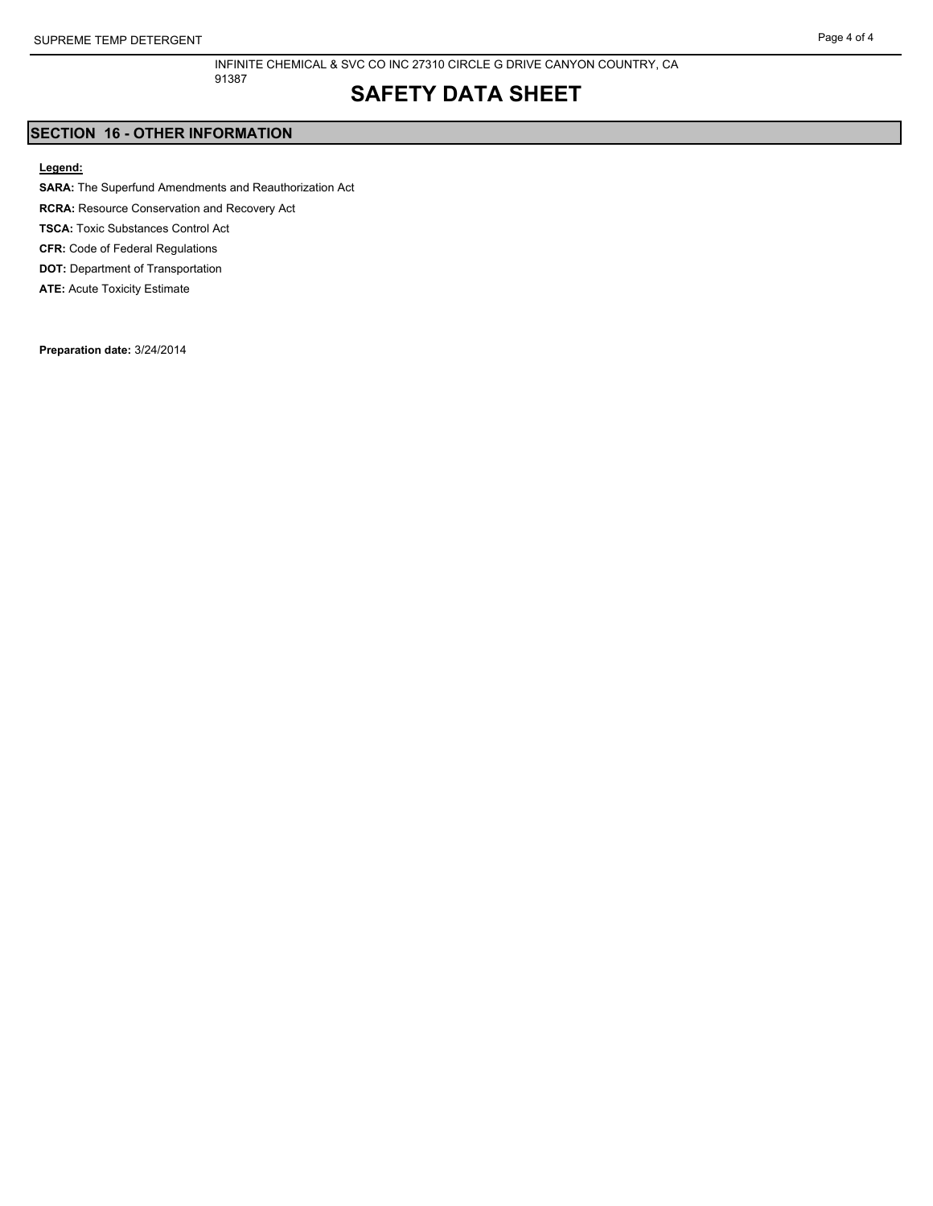INFINITE CHEMICAL & SVC CO INC 27310 CIRCLE G DRIVE CANYON COUNTRY, CA 91387

# SAFETY DATA SHEET

## SECTION 16 - OTHER INFORMATION

**Legend:**

**SARA:** The Superfund Amendments and Reauthorization Act

**RCRA:** Resource Conservation and Recovery Act

**TSCA:** Toxic Substances Control Act

**CFR:** Code of Federal Regulations

**DOT:** Department of Transportation

**ATE:** Acute Toxicity Estimate

**Preparation date:** 3/24/2014